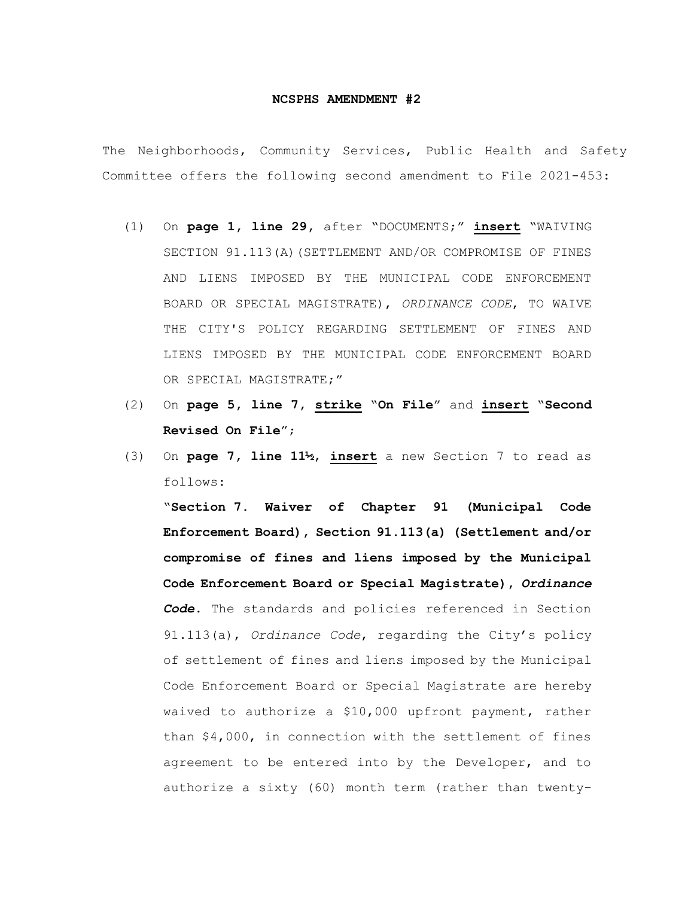**NCSPHS AMENDMENT #2**

The Neighborhoods, Community Services, Public Health and Safety Committee offers the following second amendment to File 2021-453:

(1) On **page 1, line 29**, after "DOCUMENTS;" **insert** "WAIVING SECTION 91.113(A)(SETTLEMENT AND/OR COMPROMISE OF FINES AND LIENS IMPOSED BY THE MUNICIPAL CODE ENFORCEMENT BOARD OR SPECIAL MAGISTRATE), *ORDINANCE CODE*, TO WAIVE THE CITY'S POLICY REGARDING SETTLEMENT OF FINES AND LIENS IMPOSED BY THE MUNICIPAL CODE ENFORCEMENT BOARD OR SPECIAL MAGISTRATE;"

(2) On **page 5, line 7, strike "On File"** and **insert "Second Revised On File"**;

(3) On **page 7, line 11½, insert** a new Section 7 to read as follows:

"**Section 7. Waiver of Chapter 91 (Municipal Code Enforcement Board), Section 91.113(a) (Settlement and/or compromise of fines and liens imposed by the Municipal Code Enforcement Board or Special Magistrate), *Ordinance Code*.** The standards and policies referenced in Section 91.113(a), *Ordinance Code*, regarding the City's policy of settlement of fines and liens imposed by the Municipal Code Enforcement Board or Special Magistrate are hereby waived to authorize a $10,000 upfront payment, rather than $4,000, in connection with the settlement of fines agreement to be entered into by the Developer, and to authorize a sixty (60) month term (rather than twenty-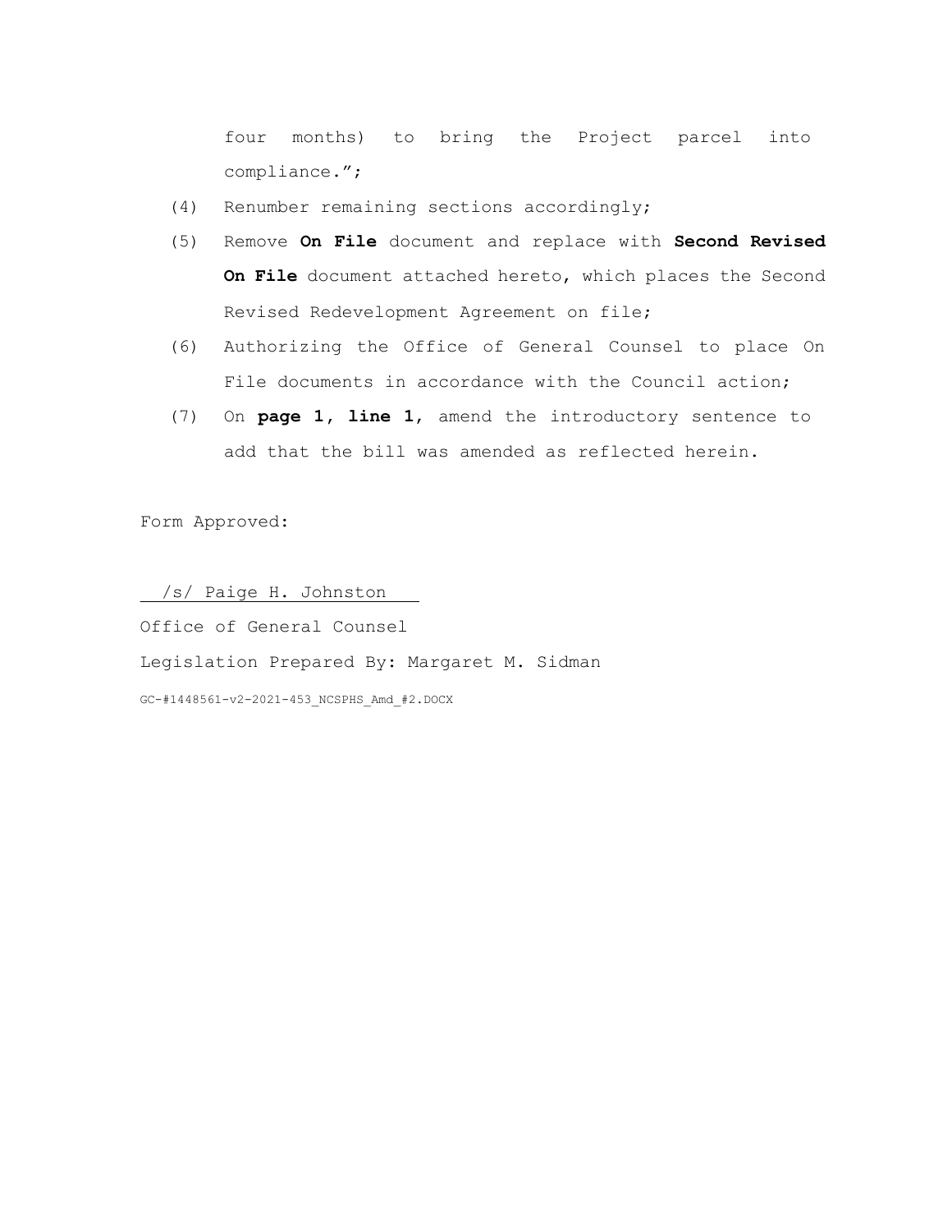four months) to bring the Project parcel into compliance.";

(4) Renumber remaining sections accordingly;

(5) Remove **On File** document and replace with **Second Revised On File** document attached hereto, which places the Second Revised Redevelopment Agreement on file;

(6) Authorizing the Office of General Counsel to place On File documents in accordance with the Council action;

(7) On **page 1, line 1**, amend the introductory sentence to add that the bill was amended as reflected herein.

Form Approved:

/s/ Paige H. Johnston

Office of General Counsel

Legislation Prepared By: Margaret M. Sidman

GC-#1448561-v2-2021-453_NCSPHS_Amd_#2.DOCX